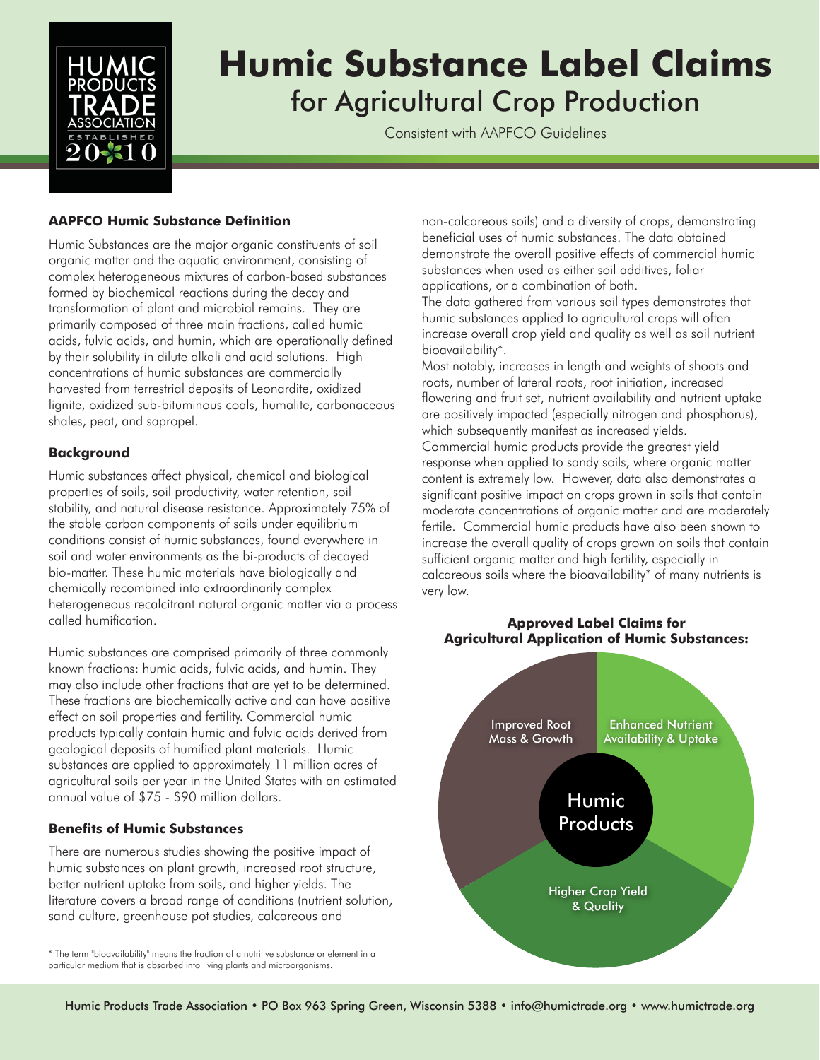# Humic Substance Label Claims

## for Agricultural Crop Production

Consistent with AAPFCO Guidelines

### AAPFCO Humic Substance Definition

Humic Substances are the major organic constituents of soil organic matter and the aquatic environment, consisting of complex heterogeneous mixtures of carbon-based substances formed by biochemical reactions during the decay and transformation of plant and microbial remains. They are primarily composed of three main fractions, called humic acids, fulvic acids, and humin, which are operationally defined by their solubility in dilute alkali and acid solutions. High concentrations of humic substances are commercially harvested from terrestrial deposits of Leonardite, oxidized lignite, oxidized sub-bituminous coals, humalite, carbonaceous shales, peat, and sapropel.

### Background

Humic substances affect physical, chemical and biological properties of soils, soil productivity, water retention, soil stability, and natural disease resistance. Approximately 75% of the stable carbon components of soils under equilibrium conditions consist of humic substances, found everywhere in soil and water environments as the bi-products of decayed bio-matter. These humic materials have biologically and chemically recombined into extraordinarily complex heterogeneous recalcitrant natural organic matter via a process called humification.

Humic substances are comprised primarily of three commonly known fractions: humic acids, fulvic acids, and humin. They may also include other fractions that are yet to be determined. These fractions are biochemically active and can have positive effect on soil properties and fertility. Commercial humic products typically contain humic and fulvic acids derived from geological deposits of humified plant materials. Humic substances are applied to approximately 11 million acres of agricultural soils per year in the United States with an estimated annual value of $75 - $90 million dollars.

### Benefits of Humic Substances

There are numerous studies showing the positive impact of humic substances on plant growth, increased root structure, better nutrient uptake from soils, and higher yields. The literature covers a broad range of conditions (nutrient solution, sand culture, greenhouse pot studies, calcareous and non-calcareous soils) and a diversity of crops, demonstrating beneficial uses of humic substances. The data obtained demonstrate the overall positive effects of commercial humic substances when used as either soil additives, foliar applications, or a combination of both.

The data gathered from various soil types demonstrates that humic substances applied to agricultural crops will often increase overall crop yield and quality as well as soil nutrient bioavailability*.

Most notably, increases in length and weights of shoots and roots, number of lateral roots, root initiation, increased flowering and fruit set, nutrient availability and nutrient uptake are positively impacted (especially nitrogen and phosphorus), which subsequently manifest as increased yields.

Commercial humic products provide the greatest yield response when applied to sandy soils, where organic matter content is extremely low. However, data also demonstrates a significant positive impact on crops grown in soils that contain moderate concentrations of organic matter and are moderately fertile. Commercial humic products have also been shown to increase the overall quality of crops grown on soils that contain sufficient organic matter and high fertility, especially in calcareous soils where the bioavailability* of many nutrients is very low.

**Approved Label Claims for Agricultural Application of Humic Substances:**

Humic Products

- Improved Root Mass & Growth
- Enhanced Nutrient Availability & Uptake
- Higher Crop Yield & Quality

\* The term "bioavailability" means the fraction of a nutritive substance or element in a particular medium that is absorbed into living plants and microorganisms.

Humic Products Trade Association • PO Box 963 Spring Green, Wisconsin 5388 • info@humictrade.org • www.humictrade.org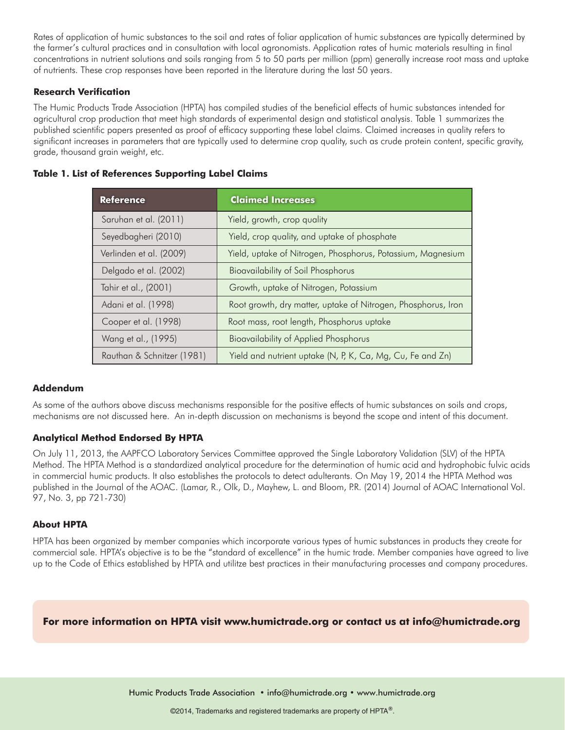Rates of application of humic substances to the soil and rates of foliar application of humic substances are typically determined by the farmer's cultural practices and in consultation with local agronomists. Application rates of humic materials resulting in final concentrations in nutrient solutions and soils ranging from 5 to 50 parts per million (ppm) generally increase root mass and uptake of nutrients. These crop responses have been reported in the literature during the last 50 years.

## Research Verification

The Humic Products Trade Association (HPTA) has compiled studies of the beneficial effects of humic substances intended for agricultural crop production that meet high standards of experimental design and statistical analysis. Table 1 summarizes the published scientific papers presented as proof of efficacy supporting these label claims. Claimed increases in quality refers to significant increases in parameters that are typically used to determine crop quality, such as crude protein content, specific gravity, grade, thousand grain weight, etc.

**Table 1. List of References Supporting Label Claims**

| Reference | Claimed Increases |
|---|---|
| Saruhan et al. (2011) | Yield, growth, crop quality |
| Seyedbagheri (2010) | Yield, crop quality, and uptake of phosphate |
| Verlinden et al. (2009) | Yield, uptake of Nitrogen, Phosphorus, Potassium, Magnesium |
| Delgado et al. (2002) | Bioavailability of Soil Phosphorus |
| Tahir et al., (2001) | Growth, uptake of Nitrogen, Potassium |
| Adani et al. (1998) | Root growth, dry matter, uptake of Nitrogen, Phosphorus, Iron |
| Cooper et al. (1998) | Root mass, root length, Phosphorus uptake |
| Wang et al., (1995) | Bioavailability of Applied Phosphorus |
| Rauthan & Schnitzer (1981) | Yield and nutrient uptake (N, P, K, Ca, Mg, Cu, Fe and Zn) |

## Addendum

As some of the authors above discuss mechanisms responsible for the positive effects of humic substances on soils and crops, mechanisms are not discussed here. An in-depth discussion on mechanisms is beyond the scope and intent of this document.

## Analytical Method Endorsed By HPTA

On July 11, 2013, the AAPFCO Laboratory Services Committee approved the Single Laboratory Validation (SLV) of the HPTA Method. The HPTA Method is a standardized analytical procedure for the determination of humic acid and hydrophobic fulvic acids in commercial humic products. It also establishes the protocols to detect adulterants. On May 19, 2014 the HPTA Method was published in the Journal of the AOAC. (Lamar, R., Olk, D., Mayhew, L. and Bloom, P.R. (2014) Journal of AOAC International Vol. 97, No. 3, pp 721-730)

## About HPTA

HPTA has been organized by member companies which incorporate various types of humic substances in products they create for commercial sale. HPTA's objective is to be the "standard of excellence" in the humic trade. Member companies have agreed to live up to the Code of Ethics established by HPTA and utilitze best practices in their manufacturing processes and company procedures.

**For more information on HPTA visit www.humictrade.org or contact us at info@humictrade.org**

Humic Products Trade Association • info@humictrade.org • www.humictrade.org

©2014, Trademarks and registered trademarks are property of HPTA®.